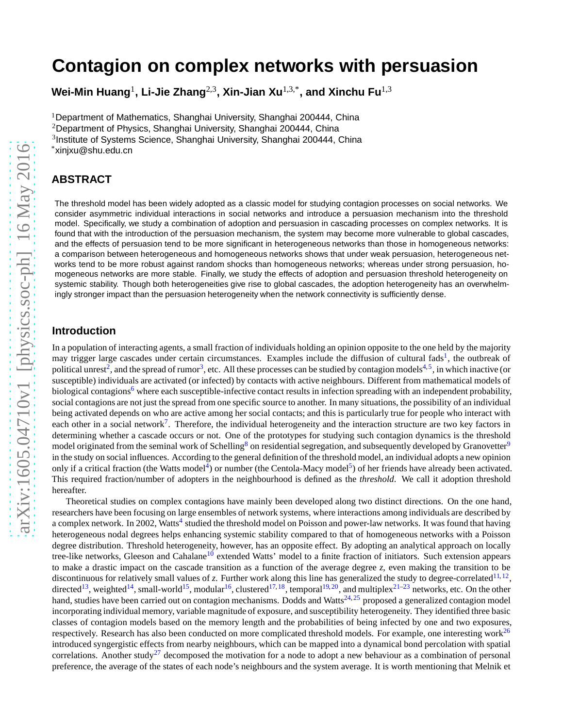# Contagion on complex networks with persuasion

**Wei-Min Huang**[1], **Li-Jie Zhang**[2,3], **Xin-Jian Xu**[1,3,*], **and Xinchu Fu**[1,3]

[1]Department of Mathematics, Shanghai University, Shanghai 200444, China
[2]Department of Physics, Shanghai University, Shanghai 200444, China
[3]Institute of Systems Science, Shanghai University, Shanghai 200444, China
[*]xinjxu@shu.edu.cn

## ABSTRACT

The threshold model has been widely adopted as a classic model for studying contagion processes on social networks. We consider asymmetric individual interactions in social networks and introduce a persuasion mechanism into the threshold model. Specifically, we study a combination of adoption and persuasion in cascading processes on complex networks. It is found that with the introduction of the persuasion mechanism, the system may become more vulnerable to global cascades, and the effects of persuasion tend to be more significant in heterogeneous networks than those in homogeneous networks: a comparison between heterogeneous and homogeneous networks shows that under weak persuasion, heterogeneous networks tend to be more robust against random shocks than homogeneous networks; whereas under strong persuasion, homogeneous networks are more stable. Finally, we study the effects of adoption and persuasion threshold heterogeneity on systemic stability. Though both heterogeneities give rise to global cascades, the adoption heterogeneity has an overwhelmingly stronger impact than the persuasion heterogeneity when the network connectivity is sufficiently dense.

## Introduction

In a population of interacting agents, a small fraction of individuals holding an opinion opposite to the one held by the majority may trigger large cascades under certain circumstances. Examples include the diffusion of cultural fads[1], the outbreak of political unrest[2], and the spread of rumor[3], etc. All these processes can be studied by contagion models[4,5], in which inactive (or susceptible) individuals are activated (or infected) by contacts with active neighbours. Different from mathematical models of biological contagions[6] where each susceptible-infective contact results in infection spreading with an independent probability, social contagions are not just the spread from one specific source to another. In many situations, the possibility of an individual being activated depends on who are active among her social contacts; and this is particularly true for people who interact with each other in a social network[7]. Therefore, the individual heterogeneity and the interaction structure are two key factors in determining whether a cascade occurs or not. One of the prototypes for studying such contagion dynamics is the threshold model originated from the seminal work of Schelling[8] on residential segregation, and subsequently developed by Granovetter[9] in the study on social influences. According to the general definition of the threshold model, an individual adopts a new opinion only if a critical fraction (the Watts model[4]) or number (the Centola-Macy model[5]) of her friends have already been activated. This required fraction/number of adopters in the neighbourhood is defined as the *threshold*. We call it adoption threshold hereafter.

Theoretical studies on complex contagions have mainly been developed along two distinct directions. On the one hand, researchers have been focusing on large ensembles of network systems, where interactions among individuals are described by a complex network. In 2002, Watts[4] studied the threshold model on Poisson and power-law networks. It was found that having heterogeneous nodal degrees helps enhancing systemic stability compared to that of homogeneous networks with a Poisson degree distribution. Threshold heterogeneity, however, has an opposite effect. By adopting an analytical approach on locally tree-like networks, Gleeson and Cahalane[10] extended Watts' model to a finite fraction of initiators. Such extension appears to make a drastic impact on the cascade transition as a function of the average degree $z$, even making the transition to be discontinuous for relatively small values of $z$. Further work along this line has generalized the study to degree-correlated[11,12], directed[13], weighted[14], small-world[15], modular[16], clustered[17,18], temporal[19,20], and multiplex[21–23] networks, etc. On the other hand, studies have been carried out on contagion mechanisms. Dodds and Watts[24,25] proposed a generalized contagion model incorporating individual memory, variable magnitude of exposure, and susceptibility heterogeneity. They identified three basic classes of contagion models based on the memory length and the probabilities of being infected by one and two exposures, respectively. Research has also been conducted on more complicated threshold models. For example, one interesting work[26] introduced syngergistic effects from nearby neighbours, which can be mapped into a dynamical bond percolation with spatial correlations. Another study[27] decomposed the motivation for a node to adopt a new behaviour as a combination of personal preference, the average of the states of each node's neighbours and the system average. It is worth mentioning that Melnik et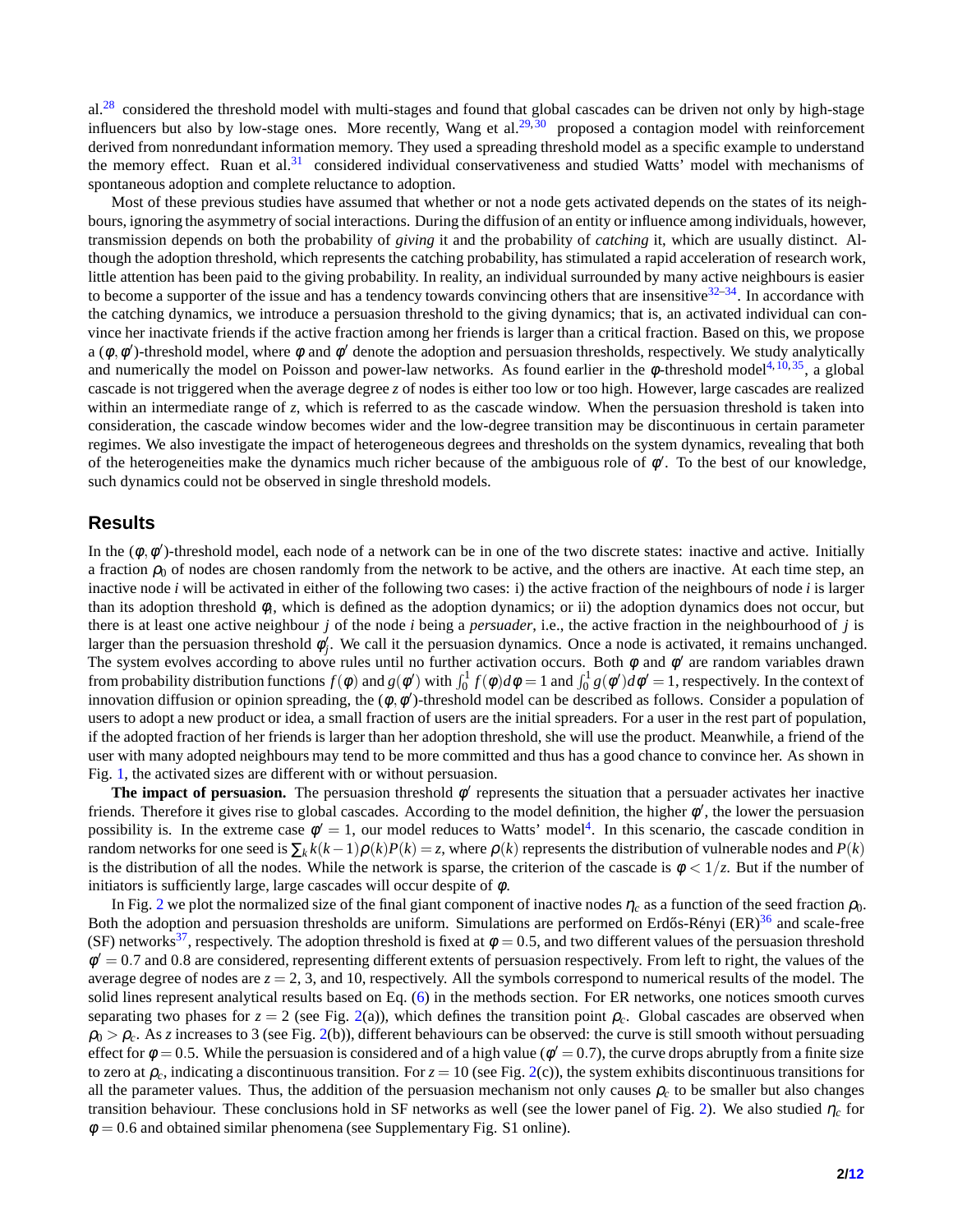al.[28] considered the threshold model with multi-stages and found that global cascades can be driven not only by high-stage influencers but also by low-stage ones. More recently, Wang et al.[29,30] proposed a contagion model with reinforcement derived from nonredundant information memory. They used a spreading threshold model as a specific example to understand the memory effect. Ruan et al.[31] considered individual conservativeness and studied Watts' model with mechanisms of spontaneous adoption and complete reluctance to adoption.

Most of these previous studies have assumed that whether or not a node gets activated depends on the states of its neighbours, ignoring the asymmetry of social interactions. During the diffusion of an entity or influence among individuals, however, transmission depends on both the probability of *giving* it and the probability of *catching* it, which are usually distinct. Although the adoption threshold, which represents the catching probability, has stimulated a rapid acceleration of research work, little attention has been paid to the giving probability. In reality, an individual surrounded by many active neighbours is easier to become a supporter of the issue and has a tendency towards convincing others that are insensitive[32–34]. In accordance with the catching dynamics, we introduce a persuasion threshold to the giving dynamics; that is, an activated individual can convince her inactivate friends if the active fraction among her friends is larger than a critical fraction. Based on this, we propose a $(\phi, \phi')$-threshold model, where $\phi$ and $\phi'$ denote the adoption and persuasion thresholds, respectively. We study analytically and numerically the model on Poisson and power-law networks. As found earlier in the $\phi$-threshold model[4,10,35], a global cascade is not triggered when the average degree $z$ of nodes is either too low or too high. However, large cascades are realized within an intermediate range of $z$, which is referred to as the cascade window. When the persuasion threshold is taken into consideration, the cascade window becomes wider and the low-degree transition may be discontinuous in certain parameter regimes. We also investigate the impact of heterogeneous degrees and thresholds on the system dynamics, revealing that both of the heterogeneities make the dynamics much richer because of the ambiguous role of $\phi'$. To the best of our knowledge, such dynamics could not be observed in single threshold models.

## Results

In the $(\phi, \phi')$-threshold model, each node of a network can be in one of the two discrete states: inactive and active. Initially a fraction $\rho_0$ of nodes are chosen randomly from the network to be active, and the others are inactive. At each time step, an inactive node $i$ will be activated in either of the following two cases: i) the active fraction of the neighbours of node $i$ is larger than its adoption threshold $\phi_i$, which is defined as the adoption dynamics; or ii) the adoption dynamics does not occur, but there is at least one active neighbour $j$ of the node $i$ being a *persuader*, i.e., the active fraction in the neighbourhood of $j$ is larger than the persuasion threshold $\phi'_j$. We call it the persuasion dynamics. Once a node is activated, it remains unchanged. The system evolves according to above rules until no further activation occurs. Both $\phi$ and $\phi'$ are random variables drawn from probability distribution functions $f(\phi)$ and $g(\phi')$ with $\int_0^1 f(\phi)d\phi = 1$ and $\int_0^1 g(\phi')d\phi' = 1$, respectively. In the context of innovation diffusion or opinion spreading, the $(\phi, \phi')$-threshold model can be described as follows. Consider a population of users to adopt a new product or idea, a small fraction of users are the initial spreaders. For a user in the rest part of population, if the adopted fraction of her friends is larger than her adoption threshold, she will use the product. Meanwhile, a friend of the user with many adopted neighbours may tend to be more committed and thus has a good chance to convince her. As shown in Fig. 1, the activated sizes are different with or without persuasion.

**The impact of persuasion.** The persuasion threshold $\phi'$ represents the situation that a persuader activates her inactive friends. Therefore it gives rise to global cascades. According to the model definition, the higher $\phi'$, the lower the persuasion possibility is. In the extreme case $\phi' = 1$, our model reduces to Watts' model[4]. In this scenario, the cascade condition in random networks for one seed is $\sum_k k(k-1)\rho(k)P(k) = z$, where $\rho(k)$ represents the distribution of vulnerable nodes and $P(k)$ is the distribution of all the nodes. While the network is sparse, the criterion of the cascade is $\phi < 1/z$. But if the number of initiators is sufficiently large, large cascades will occur despite of $\phi$.

In Fig. 2 we plot the normalized size of the final giant component of inactive nodes $\eta_c$ as a function of the seed fraction $\rho_0$. Both the adoption and persuasion thresholds are uniform. Simulations are performed on Erdős-Rényi (ER)[36] and scale-free (SF) networks[37], respectively. The adoption threshold is fixed at $\phi = 0.5$, and two different values of the persuasion threshold $\phi' = 0.7$ and 0.8 are considered, representing different extents of persuasion respectively. From left to right, the values of the average degree of nodes are $z = 2$, 3, and 10, respectively. All the symbols correspond to numerical results of the model. The solid lines represent analytical results based on Eq. (6) in the methods section. For ER networks, one notices smooth curves separating two phases for $z = 2$ (see Fig. 2(a)), which defines the transition point $\rho_c$. Global cascades are observed when $\rho_0 > \rho_c$. As $z$ increases to 3 (see Fig. 2(b)), different behaviours can be observed: the curve is still smooth without persuading effect for $\phi = 0.5$. While the persuasion is considered and of a high value ($\phi' = 0.7$), the curve drops abruptly from a finite size to zero at $\rho_c$, indicating a discontinuous transition. For $z = 10$ (see Fig. 2(c)), the system exhibits discontinuous transitions for all the parameter values. Thus, the addition of the persuasion mechanism not only causes $\rho_c$ to be smaller but also changes transition behaviour. These conclusions hold in SF networks as well (see the lower panel of Fig. 2). We also studied $\eta_c$ for $\phi = 0.6$ and obtained similar phenomena (see Supplementary Fig. S1 online).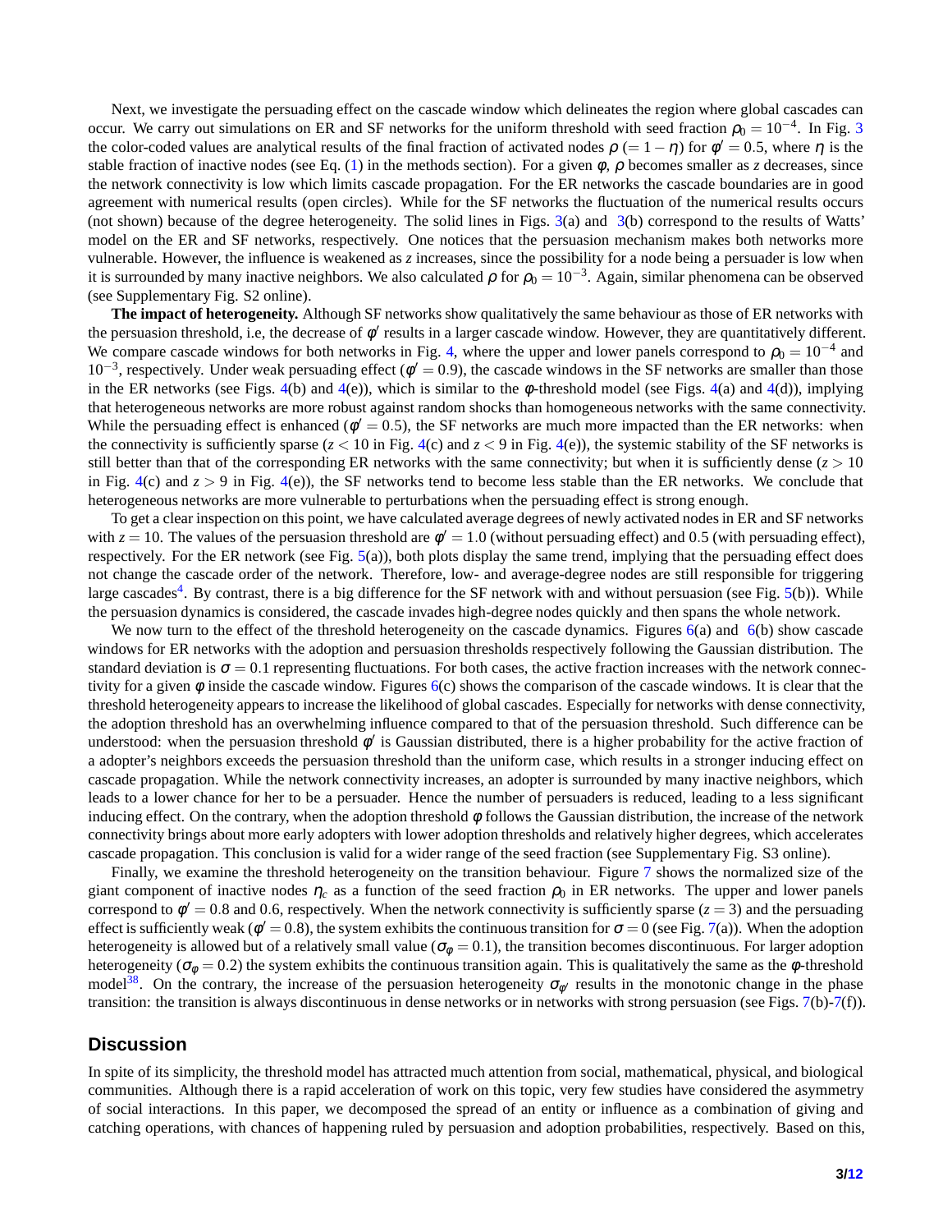Next, we investigate the persuading effect on the cascade window which delineates the region where global cascades can occur. We carry out simulations on ER and SF networks for the uniform threshold with seed fraction $\rho_0 = 10^{-4}$. In Fig. 3 the color-coded values are analytical results of the final fraction of activated nodes $\rho$ $(= 1 - \eta)$ for $\phi' = 0.5$, where $\eta$ is the stable fraction of inactive nodes (see Eq. (1) in the methods section). For a given $\phi$, $\rho$ becomes smaller as $z$ decreases, since the network connectivity is low which limits cascade propagation. For the ER networks the cascade boundaries are in good agreement with numerical results (open circles). While for the SF networks the fluctuation of the numerical results occurs (not shown) because of the degree heterogeneity. The solid lines in Figs. 3(a) and 3(b) correspond to the results of Watts' model on the ER and SF networks, respectively. One notices that the persuasion mechanism makes both networks more vulnerable. However, the influence is weakened as $z$ increases, since the possibility for a node being a persuader is low when it is surrounded by many inactive neighbors. We also calculated $\rho$ for $\rho_0 = 10^{-3}$. Again, similar phenomena can be observed (see Supplementary Fig. S2 online).

**The impact of heterogeneity.** Although SF networks show qualitatively the same behaviour as those of ER networks with the persuasion threshold, i.e, the decrease of $\phi'$ results in a larger cascade window. However, they are quantitatively different. We compare cascade windows for both networks in Fig. 4, where the upper and lower panels correspond to $\rho_0 = 10^{-4}$ and $10^{-3}$, respectively. Under weak persuading effect ($\phi' = 0.9$), the cascade windows in the SF networks are smaller than those in the ER networks (see Figs. 4(b) and 4(e)), which is similar to the $\phi$-threshold model (see Figs. 4(a) and 4(d)), implying that heterogeneous networks are more robust against random shocks than homogeneous networks with the same connectivity. While the persuading effect is enhanced ($\phi' = 0.5$), the SF networks are much more impacted than the ER networks: when the connectivity is sufficiently sparse ($z < 10$ in Fig. 4(c) and $z < 9$ in Fig. 4(e)), the systemic stability of the SF networks is still better than that of the corresponding ER networks with the same connectivity; but when it is sufficiently dense ($z > 10$ in Fig. 4(c) and $z > 9$ in Fig. 4(e)), the SF networks tend to become less stable than the ER networks. We conclude that heterogeneous networks are more vulnerable to perturbations when the persuading effect is strong enough.

To get a clear inspection on this point, we have calculated average degrees of newly activated nodes in ER and SF networks with $z = 10$. The values of the persuasion threshold are $\phi' = 1.0$ (without persuading effect) and $0.5$ (with persuading effect), respectively. For the ER network (see Fig. 5(a)), both plots display the same trend, implying that the persuading effect does not change the cascade order of the network. Therefore, low- and average-degree nodes are still responsible for triggering large cascades[4]. By contrast, there is a big difference for the SF network with and without persuasion (see Fig. 5(b)). While the persuasion dynamics is considered, the cascade invades high-degree nodes quickly and then spans the whole network.

We now turn to the effect of the threshold heterogeneity on the cascade dynamics. Figures 6(a) and 6(b) show cascade windows for ER networks with the adoption and persuasion thresholds respectively following the Gaussian distribution. The standard deviation is $\sigma = 0.1$ representing fluctuations. For both cases, the active fraction increases with the network connectivity for a given $\phi$ inside the cascade window. Figures 6(c) shows the comparison of the cascade windows. It is clear that the threshold heterogeneity appears to increase the likelihood of global cascades. Especially for networks with dense connectivity, the adoption threshold has an overwhelming influence compared to that of the persuasion threshold. Such difference can be understood: when the persuasion threshold $\phi'$ is Gaussian distributed, there is a higher probability for the active fraction of a adopter's neighbors exceeds the persuasion threshold than the uniform case, which results in a stronger inducing effect on cascade propagation. While the network connectivity increases, an adopter is surrounded by many inactive neighbors, which leads to a lower chance for her to be a persuader. Hence the number of persuaders is reduced, leading to a less significant inducing effect. On the contrary, when the adoption threshold $\phi$ follows the Gaussian distribution, the increase of the network connectivity brings about more early adopters with lower adoption thresholds and relatively higher degrees, which accelerates cascade propagation. This conclusion is valid for a wider range of the seed fraction (see Supplementary Fig. S3 online).

Finally, we examine the threshold heterogeneity on the transition behaviour. Figure 7 shows the normalized size of the giant component of inactive nodes $\eta_c$ as a function of the seed fraction $\rho_0$ in ER networks. The upper and lower panels correspond to $\phi' = 0.8$ and $0.6$, respectively. When the network connectivity is sufficiently sparse ($z = 3$) and the persuading effect is sufficiently weak ($\phi' = 0.8$), the system exhibits the continuous transition for $\sigma = 0$ (see Fig. 7(a)). When the adoption heterogeneity is allowed but of a relatively small value ($\sigma_\phi = 0.1$), the transition becomes discontinuous. For larger adoption heterogeneity ($\sigma_\phi = 0.2$) the system exhibits the continuous transition again. This is qualitatively the same as the $\phi$-threshold model[38]. On the contrary, the increase of the persuasion heterogeneity $\sigma_{\phi'}$ results in the monotonic change in the phase transition: the transition is always discontinuous in dense networks or in networks with strong persuasion (see Figs. 7(b)-7(f)).

## Discussion

In spite of its simplicity, the threshold model has attracted much attention from social, mathematical, physical, and biological communities. Although there is a rapid acceleration of work on this topic, very few studies have considered the asymmetry of social interactions. In this paper, we decomposed the spread of an entity or influence as a combination of giving and catching operations, with chances of happening ruled by persuasion and adoption probabilities, respectively. Based on this,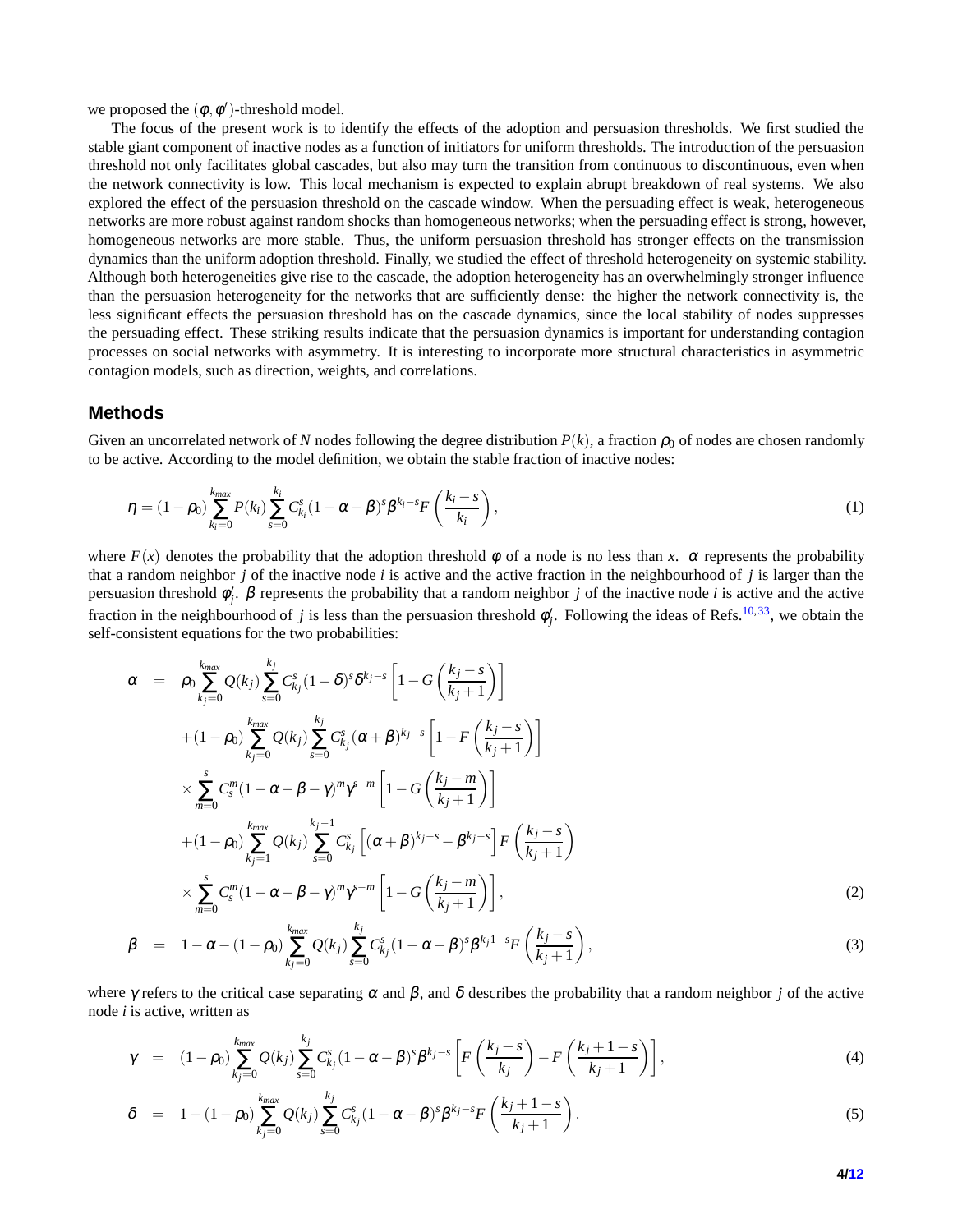we proposed the $(\phi, \phi')$-threshold model.

The focus of the present work is to identify the effects of the adoption and persuasion thresholds. We first studied the stable giant component of inactive nodes as a function of initiators for uniform thresholds. The introduction of the persuasion threshold not only facilitates global cascades, but also may turn the transition from continuous to discontinuous, even when the network connectivity is low. This local mechanism is expected to explain abrupt breakdown of real systems. We also explored the effect of the persuasion threshold on the cascade window. When the persuading effect is weak, heterogeneous networks are more robust against random shocks than homogeneous networks; when the persuading effect is strong, however, homogeneous networks are more stable. Thus, the uniform persuasion threshold has stronger effects on the transmission dynamics than the uniform adoption threshold. Finally, we studied the effect of threshold heterogeneity on systemic stability. Although both heterogeneities give rise to the cascade, the adoption heterogeneity has an overwhelmingly stronger influence than the persuasion heterogeneity for the networks that are sufficiently dense: the higher the network connectivity is, the less significant effects the persuasion threshold has on the cascade dynamics, since the local stability of nodes suppresses the persuading effect. These striking results indicate that the persuasion dynamics is important for understanding contagion processes on social networks with asymmetry. It is interesting to incorporate more structural characteristics in asymmetric contagion models, such as direction, weights, and correlations.

## Methods

Given an uncorrelated network of $N$ nodes following the degree distribution $P(k)$, a fraction $\rho_0$ of nodes are chosen randomly to be active. According to the model definition, we obtain the stable fraction of inactive nodes:

$$\eta = (1-\rho_0)\sum_{k_i=0}^{k_{max}} P(k_i) \sum_{s=0}^{k_i} C_{k_i}^{s} (1-\alpha-\beta)^s \beta^{k_i-s} F\left(\frac{k_i-s}{k_i}\right), \tag{1}$$

where $F(x)$ denotes the probability that the adoption threshold $\phi$ of a node is no less than $x$. $\alpha$ represents the probability that a random neighbor $j$ of the inactive node $i$ is active and the active fraction in the neighbourhood of $j$ is larger than the persuasion threshold $\phi'_j$. $\beta$ represents the probability that a random neighbor $j$ of the inactive node $i$ is active and the active fraction in the neighbourhood of $j$ is less than the persuasion threshold $\phi'_j$. Following the ideas of Refs.[10,33], we obtain the self-consistent equations for the two probabilities:

$$\begin{aligned}
\alpha \;=\;& \rho_0 \sum_{k_j=0}^{k_{max}} Q(k_j) \sum_{s=0}^{k_j} C_{k_j}^{s} (1-\delta)^s \delta^{k_j-s} \left[1 - G\left(\frac{k_j-s}{k_j+1}\right)\right] \\
&+ (1-\rho_0) \sum_{k_j=0}^{k_{max}} Q(k_j) \sum_{s=0}^{k_j} C_{k_j}^{s} (\alpha+\beta)^{k_j-s} \left[1 - F\left(\frac{k_j-s}{k_j+1}\right)\right] \\
&\times \sum_{m=0}^{s} C_s^m (1-\alpha-\beta-\gamma)^m \gamma^{s-m} \left[1 - G\left(\frac{k_j-m}{k_j+1}\right)\right] \\
&+ (1-\rho_0) \sum_{k_j=1}^{k_{max}} Q(k_j) \sum_{s=0}^{k_j-1} C_{k_j}^{s} \left[(\alpha+\beta)^{k_j-s} - \beta^{k_j-s}\right] F\left(\frac{k_j-s}{k_j+1}\right) \\
&\times \sum_{m=0}^{s} C_s^m (1-\alpha-\beta-\gamma)^m \gamma^{s-m} \left[1 - G\left(\frac{k_j-m}{k_j+1}\right)\right],
\end{aligned} \tag{2}$$

$$\beta \;=\; 1 - \alpha - (1-\rho_0) \sum_{k_j=0}^{k_{max}} Q(k_j) \sum_{s=0}^{k_j} C_{k_j}^{s} (1-\alpha-\beta)^s \beta^{k_j 1-s} F\left(\frac{k_j-s}{k_j+1}\right), \tag{3}$$

where $\gamma$ refers to the critical case separating $\alpha$ and $\beta$, and $\delta$ describes the probability that a random neighbor $j$ of the active node $i$ is active, written as

$$\gamma \;=\; (1-\rho_0) \sum_{k_j=0}^{k_{max}} Q(k_j) \sum_{s=0}^{k_j} C_{k_j}^{s} (1-\alpha-\beta)^s \beta^{k_j-s} \left[F\left(\frac{k_j-s}{k_j}\right) - F\left(\frac{k_j+1-s}{k_j+1}\right)\right], \tag{4}$$

$$\delta \;=\; 1 - (1-\rho_0) \sum_{k_j=0}^{k_{max}} Q(k_j) \sum_{s=0}^{k_j} C_{k_j}^{s} (1-\alpha-\beta)^s \beta^{k_j-s} F\left(\frac{k_j+1-s}{k_j+1}\right). \tag{5}$$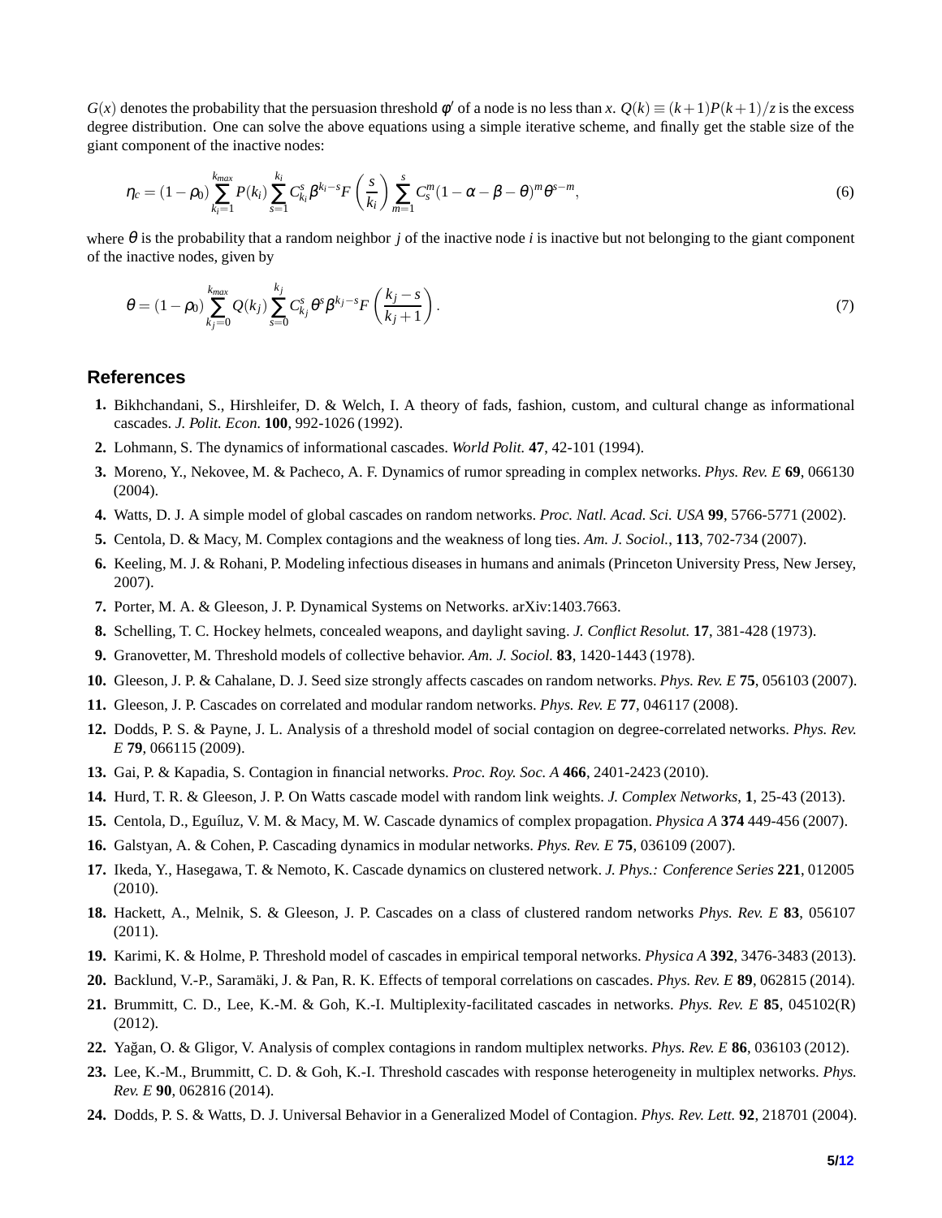$G(x)$ denotes the probability that the persuasion threshold $\phi'$ of a node is no less than $x$. $Q(k) \equiv (k+1)P(k+1)/z$ is the excess degree distribution. One can solve the above equations using a simple iterative scheme, and finally get the stable size of the giant component of the inactive nodes:

$$\eta_c = (1-\rho_0)\sum_{k_i=1}^{k_{max}} P(k_i) \sum_{s=1}^{k_i} C_{k_i}^{s} \beta^{k_i - s} F\left(\frac{s}{k_i}\right) \sum_{m=1}^{s} C_s^m (1-\alpha-\beta-\theta)^m \theta^{s-m}, \tag{6}$$

where $\theta$ is the probability that a random neighbor $j$ of the inactive node $i$ is inactive but not belonging to the giant component of the inactive nodes, given by

$$\theta = (1-\rho_0)\sum_{k_j=0}^{k_{max}} Q(k_j) \sum_{s=0}^{k_j} C_{k_j}^{s} \theta^s \beta^{k_j - s} F\left(\frac{k_j - s}{k_j + 1}\right). \tag{7}$$

## References

1. Bikhchandani, S., Hirshleifer, D. & Welch, I. A theory of fads, fashion, custom, and cultural change as informational cascades. *J. Polit. Econ.* **100**, 992-1026 (1992).
2. Lohmann, S. The dynamics of informational cascades. *World Polit.* **47**, 42-101 (1994).
3. Moreno, Y., Nekovee, M. & Pacheco, A. F. Dynamics of rumor spreading in complex networks. *Phys. Rev. E* **69**, 066130 (2004).
4. Watts, D. J. A simple model of global cascades on random networks. *Proc. Natl. Acad. Sci. USA* **99**, 5766-5771 (2002).
5. Centola, D. & Macy, M. Complex contagions and the weakness of long ties. *Am. J. Sociol.*, **113**, 702-734 (2007).
6. Keeling, M. J. & Rohani, P. Modeling infectious diseases in humans and animals (Princeton University Press, New Jersey, 2007).
7. Porter, M. A. & Gleeson, J. P. Dynamical Systems on Networks. arXiv:1403.7663.
8. Schelling, T. C. Hockey helmets, concealed weapons, and daylight saving. *J. Conflict Resolut.* **17**, 381-428 (1973).
9. Granovetter, M. Threshold models of collective behavior. *Am. J. Sociol.* **83**, 1420-1443 (1978).
10. Gleeson, J. P. & Cahalane, D. J. Seed size strongly affects cascades on random networks. *Phys. Rev. E* **75**, 056103 (2007).
11. Gleeson, J. P. Cascades on correlated and modular random networks. *Phys. Rev. E* **77**, 046117 (2008).
12. Dodds, P. S. & Payne, J. L. Analysis of a threshold model of social contagion on degree-correlated networks. *Phys. Rev. E* **79**, 066115 (2009).
13. Gai, P. & Kapadia, S. Contagion in financial networks. *Proc. Roy. Soc. A* **466**, 2401-2423 (2010).
14. Hurd, T. R. & Gleeson, J. P. On Watts cascade model with random link weights. *J. Complex Networks*, **1**, 25-43 (2013).
15. Centola, D., Eguíluz, V. M. & Macy, M. W. Cascade dynamics of complex propagation. *Physica A* **374** 449-456 (2007).
16. Galstyan, A. & Cohen, P. Cascading dynamics in modular networks. *Phys. Rev. E* **75**, 036109 (2007).
17. Ikeda, Y., Hasegawa, T. & Nemoto, K. Cascade dynamics on clustered network. *J. Phys.: Conference Series* **221**, 012005 (2010).
18. Hackett, A., Melnik, S. & Gleeson, J. P. Cascades on a class of clustered random networks *Phys. Rev. E* **83**, 056107 (2011).
19. Karimi, K. & Holme, P. Threshold model of cascades in empirical temporal networks. *Physica A* **392**, 3476-3483 (2013).
20. Backlund, V.-P., Saramäki, J. & Pan, R. K. Effects of temporal correlations on cascades. *Phys. Rev. E* **89**, 062815 (2014).
21. Brummitt, C. D., Lee, K.-M. & Goh, K.-I. Multiplexity-facilitated cascades in networks. *Phys. Rev. E* **85**, 045102(R) (2012).
22. Yağan, O. & Gligor, V. Analysis of complex contagions in random multiplex networks. *Phys. Rev. E* **86**, 036103 (2012).
23. Lee, K.-M., Brummitt, C. D. & Goh, K.-I. Threshold cascades with response heterogeneity in multiplex networks. *Phys. Rev. E* **90**, 062816 (2014).
24. Dodds, P. S. & Watts, D. J. Universal Behavior in a Generalized Model of Contagion. *Phys. Rev. Lett.* **92**, 218701 (2004).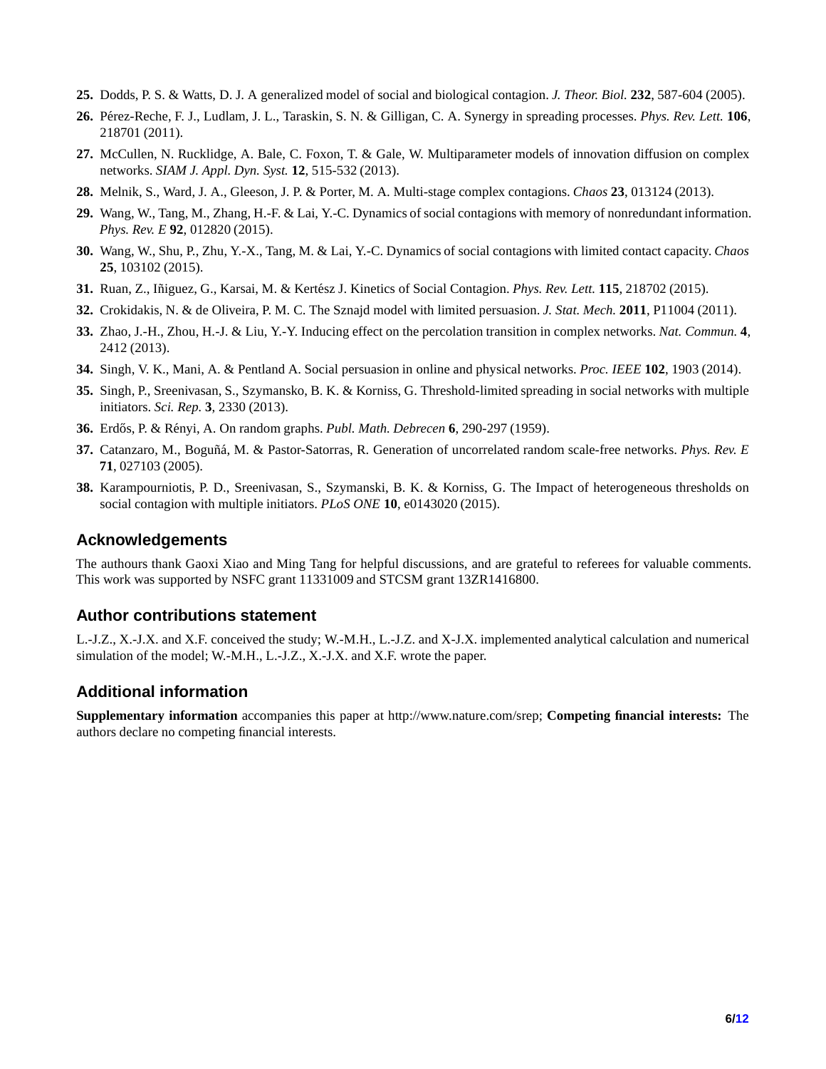**25.** Dodds, P. S. & Watts, D. J. A generalized model of social and biological contagion. *J. Theor. Biol.* **232**, 587-604 (2005).

**26.** Pérez-Reche, F. J., Ludlam, J. L., Taraskin, S. N. & Gilligan, C. A. Synergy in spreading processes. *Phys. Rev. Lett.* **106**, 218701 (2011).

**27.** McCullen, N. Rucklidge, A. Bale, C. Foxon, T. & Gale, W. Multiparameter models of innovation diffusion on complex networks. *SIAM J. Appl. Dyn. Syst.* **12**, 515-532 (2013).

**28.** Melnik, S., Ward, J. A., Gleeson, J. P. & Porter, M. A. Multi-stage complex contagions. *Chaos* **23**, 013124 (2013).

**29.** Wang, W., Tang, M., Zhang, H.-F. & Lai, Y.-C. Dynamics of social contagions with memory of nonredundant information. *Phys. Rev. E* **92**, 012820 (2015).

**30.** Wang, W., Shu, P., Zhu, Y.-X., Tang, M. & Lai, Y.-C. Dynamics of social contagions with limited contact capacity. *Chaos* **25**, 103102 (2015).

**31.** Ruan, Z., Iñiguez, G., Karsai, M. & Kertész J. Kinetics of Social Contagion. *Phys. Rev. Lett.* **115**, 218702 (2015).

**32.** Crokidakis, N. & de Oliveira, P. M. C. The Sznajd model with limited persuasion. *J. Stat. Mech.* **2011**, P11004 (2011).

**33.** Zhao, J.-H., Zhou, H.-J. & Liu, Y.-Y. Inducing effect on the percolation transition in complex networks. *Nat. Commun.* **4**, 2412 (2013).

**34.** Singh, V. K., Mani, A. & Pentland A. Social persuasion in online and physical networks. *Proc. IEEE* **102**, 1903 (2014).

**35.** Singh, P., Sreenivasan, S., Szymansko, B. K. & Korniss, G. Threshold-limited spreading in social networks with multiple initiators. *Sci. Rep.* **3**, 2330 (2013).

**36.** Erdős, P. & Rényi, A. On random graphs. *Publ. Math. Debrecen* **6**, 290-297 (1959).

**37.** Catanzaro, M., Boguñá, M. & Pastor-Satorras, R. Generation of uncorrelated random scale-free networks. *Phys. Rev. E* **71**, 027103 (2005).

**38.** Karampourniotis, P. D., Sreenivasan, S., Szymanski, B. K. & Korniss, G. The Impact of heterogeneous thresholds on social contagion with multiple initiators. *PLoS ONE* **10**, e0143020 (2015).

## Acknowledgements

The authours thank Gaoxi Xiao and Ming Tang for helpful discussions, and are grateful to referees for valuable comments. This work was supported by NSFC grant 11331009 and STCSM grant 13ZR1416800.

## Author contributions statement

L.-J.Z., X.-J.X. and X.F. conceived the study; W.-M.H., L.-J.Z. and X-J.X. implemented analytical calculation and numerical simulation of the model; W.-M.H., L.-J.Z., X.-J.X. and X.F. wrote the paper.

## Additional information

**Supplementary information** accompanies this paper at http://www.nature.com/srep; **Competing financial interests:** The authors declare no competing financial interests.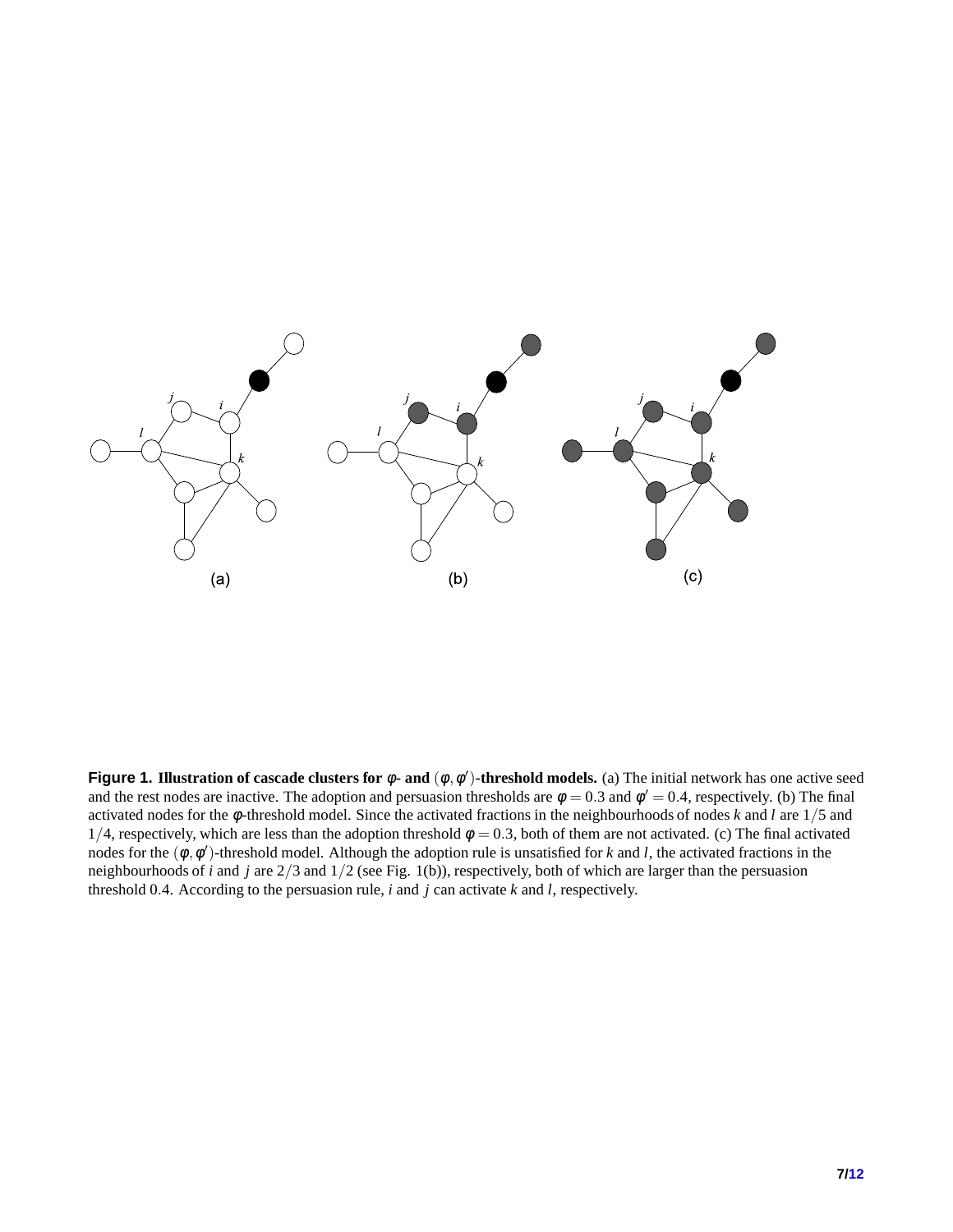**Figure 1. Illustration of cascade clusters for $\phi$- and $(\phi, \phi')$-threshold models.** (a) The initial network has one active seed and the rest nodes are inactive. The adoption and persuasion thresholds are $\phi = 0.3$ and $\phi' = 0.4$, respectively. (b) The final activated nodes for the $\phi$-threshold model. Since the activated fractions in the neighbourhoods of nodes $k$ and $l$ are $1/5$ and $1/4$, respectively, which are less than the adoption threshold $\phi = 0.3$, both of them are not activated. (c) The final activated nodes for the $(\phi, \phi')$-threshold model. Although the adoption rule is unsatisfied for $k$ and $l$, the activated fractions in the neighbourhoods of $i$ and $j$ are $2/3$ and $1/2$ (see Fig. 1(b)), respectively, both of which are larger than the persuasion threshold $0.4$. According to the persuasion rule, $i$ and $j$ can activate $k$ and $l$, respectively.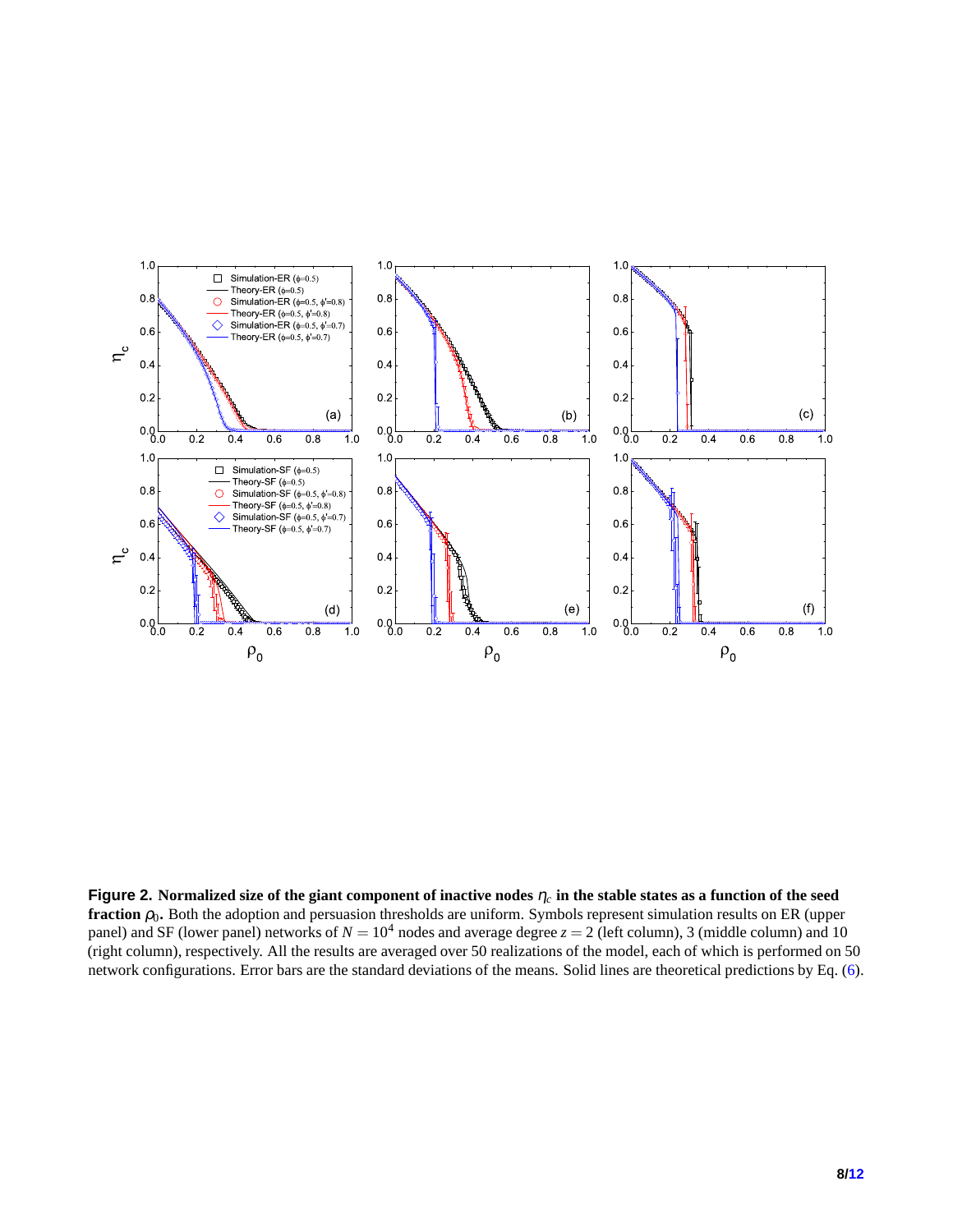**Figure 2. Normalized size of the giant component of inactive nodes $\eta_c$ in the stable states as a function of the seed fraction $\rho_0$.** Both the adoption and persuasion thresholds are uniform. Symbols represent simulation results on ER (upper panel) and SF (lower panel) networks of $N = 10^4$ nodes and average degree $z = 2$ (left column), 3 (middle column) and 10 (right column), respectively. All the results are averaged over 50 realizations of the model, each of which is performed on 50 network configurations. Error bars are the standard deviations of the means. Solid lines are theoretical predictions by Eq. (6).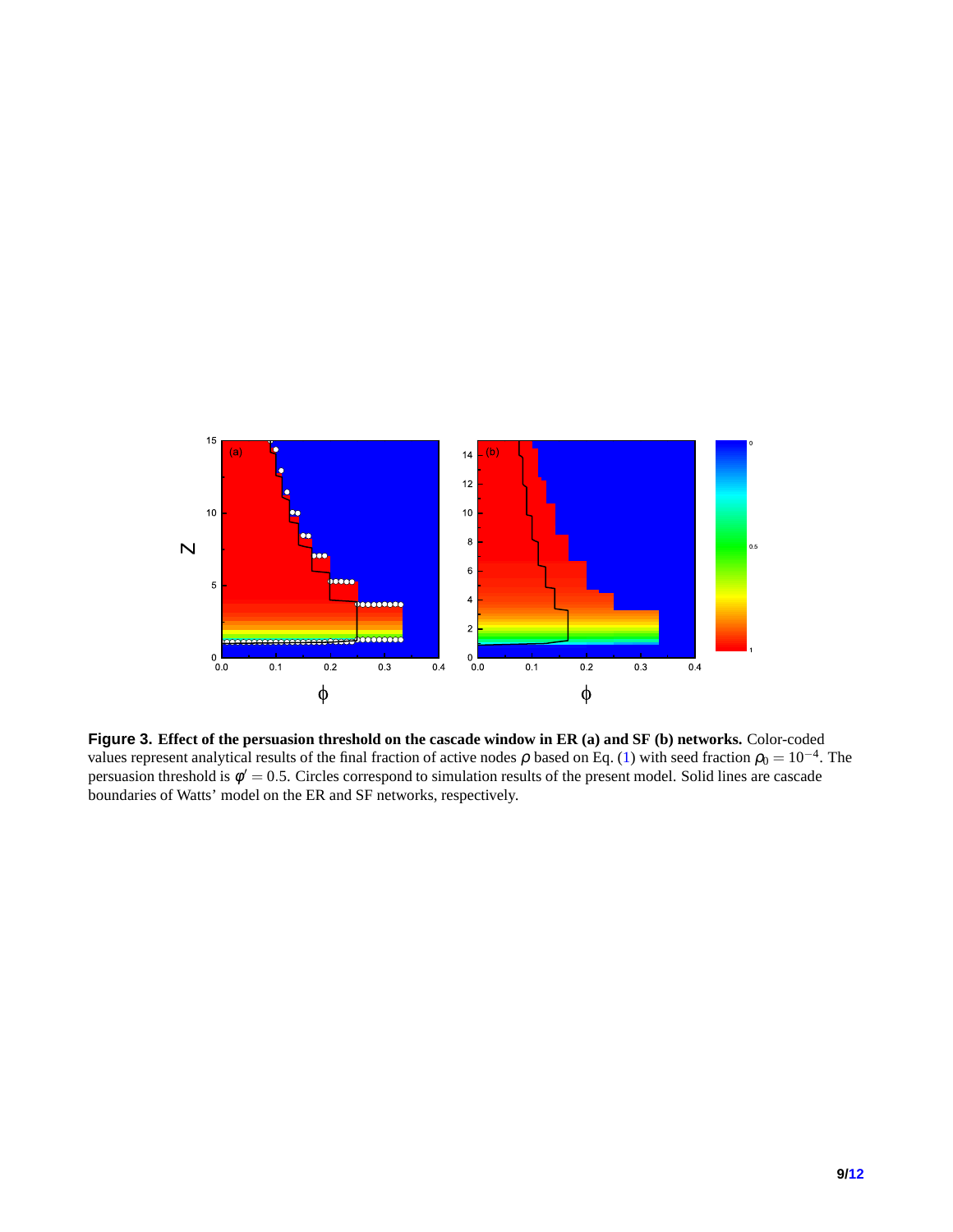**Figure 3. Effect of the persuasion threshold on the cascade window in ER (a) and SF (b) networks.** Color-coded values represent analytical results of the final fraction of active nodes $\rho$ based on Eq. (1) with seed fraction $\rho_0 = 10^{-4}$. The persuasion threshold is $\varphi' = 0.5$. Circles correspond to simulation results of the present model. Solid lines are cascade boundaries of Watts' model on the ER and SF networks, respectively.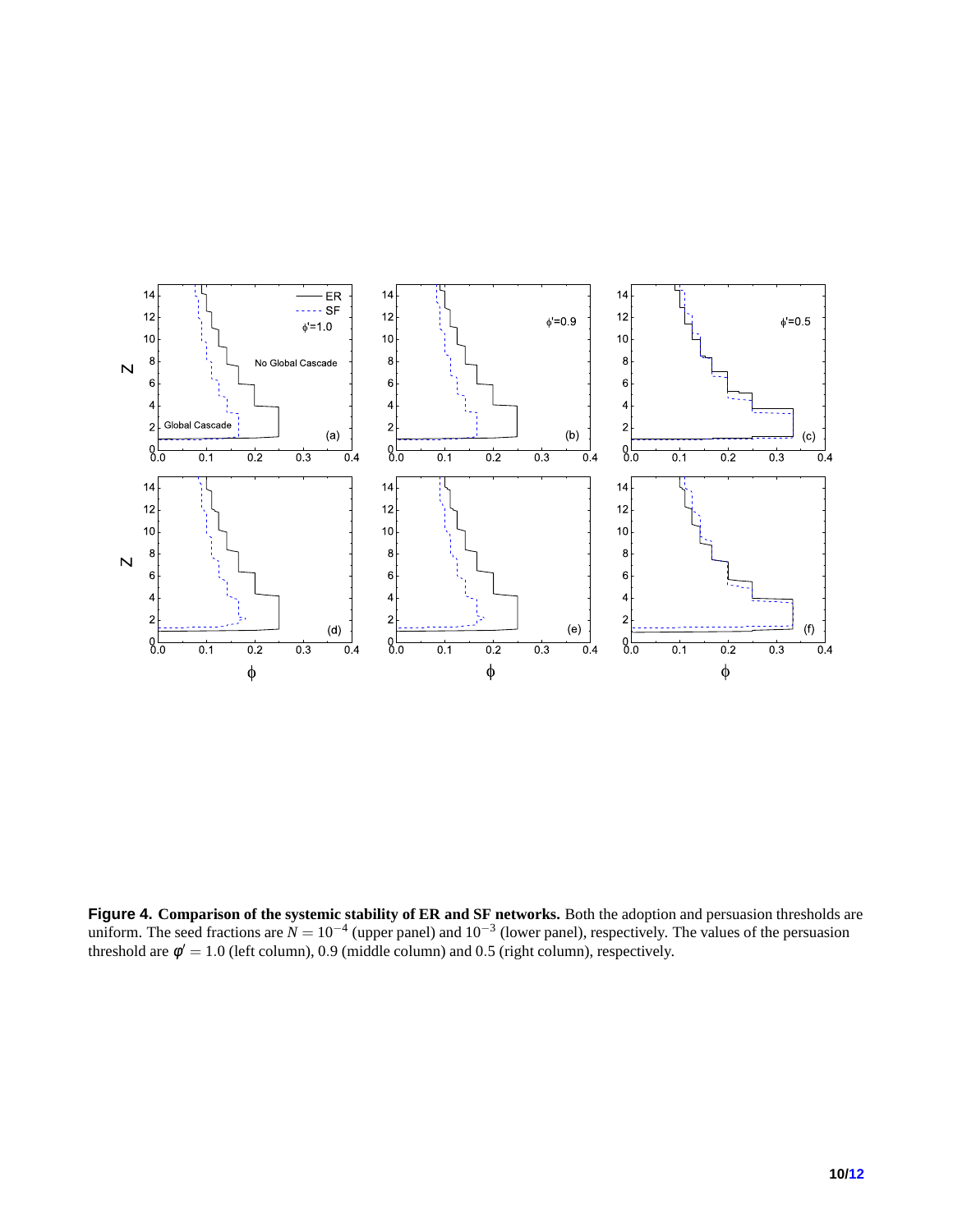**Figure 4. Comparison of the systemic stability of ER and SF networks.** Both the adoption and persuasion thresholds are uniform. The seed fractions are $N = 10^{-4}$ (upper panel) and $10^{-3}$ (lower panel), respectively. The values of the persuasion threshold are $\phi' = 1.0$ (left column), 0.9 (middle column) and 0.5 (right column), respectively.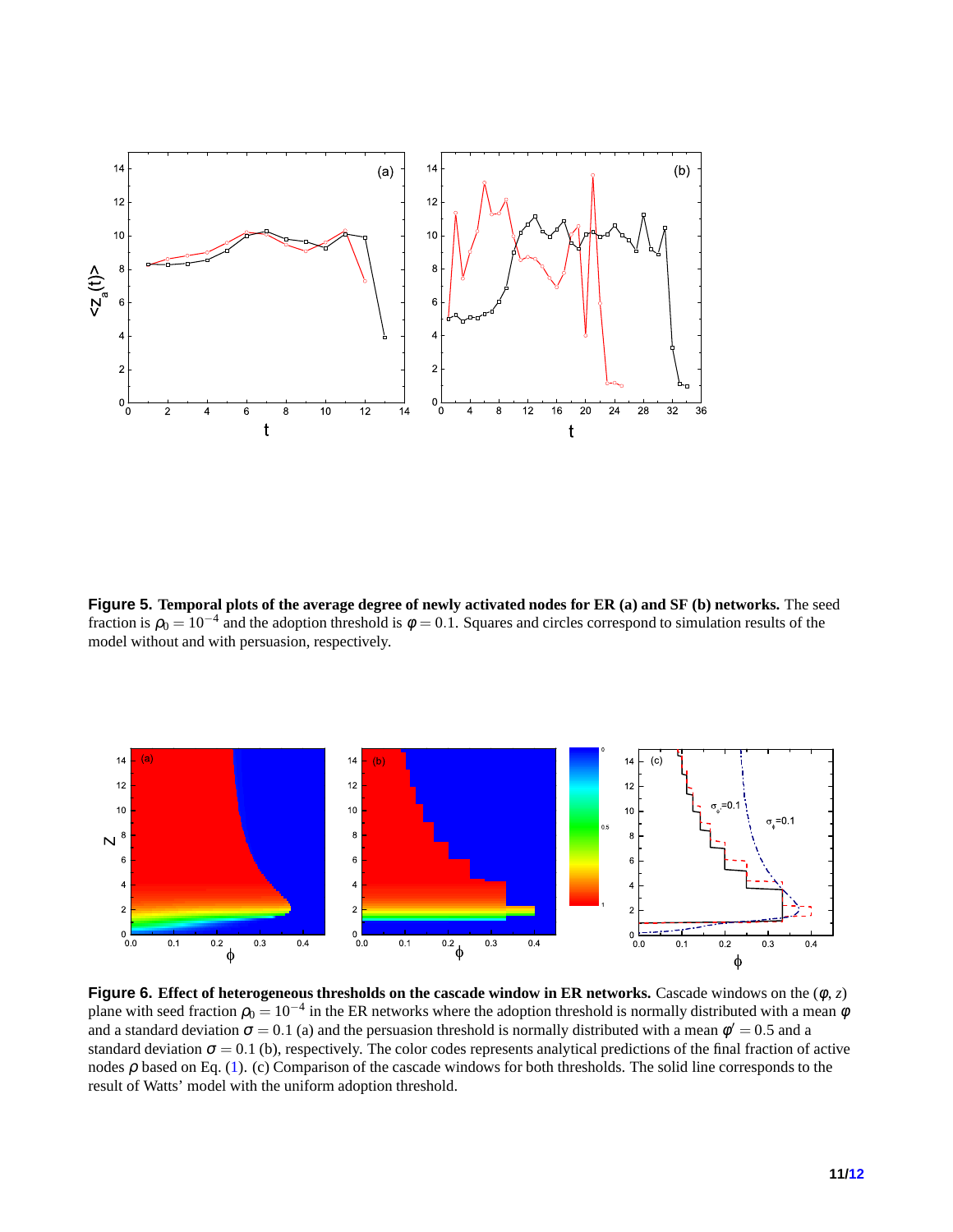**Figure 5. Temporal plots of the average degree of newly activated nodes for ER (a) and SF (b) networks.** The seed fraction is $\rho_0 = 10^{-4}$ and the adoption threshold is $\varphi = 0.1$. Squares and circles correspond to simulation results of the model without and with persuasion, respectively.

**Figure 6. Effect of heterogeneous thresholds on the cascade window in ER networks.** Cascade windows on the $(\varphi, z)$ plane with seed fraction $\rho_0 = 10^{-4}$ in the ER networks where the adoption threshold is normally distributed with a mean $\varphi$ and a standard deviation $\sigma = 0.1$ (a) and the persuasion threshold is normally distributed with a mean $\varphi' = 0.5$ and a standard deviation $\sigma = 0.1$ (b), respectively. The color codes represents analytical predictions of the final fraction of active nodes $\rho$ based on Eq. (1). (c) Comparison of the cascade windows for both thresholds. The solid line corresponds to the result of Watts' model with the uniform adoption threshold.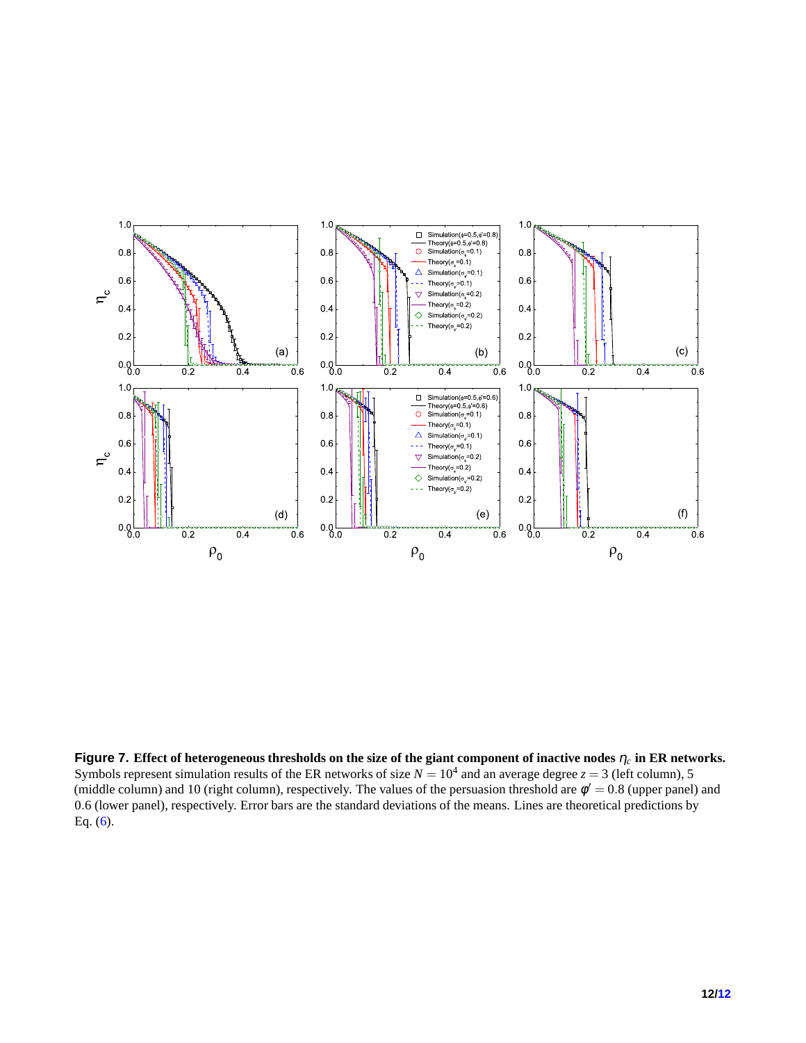(a)

(b)

(c)

(d)

(e)

(f)

$\eta_c$

$\rho_0$

0.0 0.2 0.4 0.6

0.0 0.2 0.4 0.6 0.8 1.0

Simulation($\phi$=0.5,$\phi'$=0.8)
Theory($\phi$=0.5,$\phi'$=0.8)
Simulation($\sigma_\phi$=0.1)
Theory($\sigma_\phi$=0.1)
Simulation($\sigma_{\phi'}$=0.1)
Theory($\sigma_{\phi'}$=0.1)
Simulation($\sigma_\phi$=0.2)
Theory($\sigma_\phi$=0.2)
Simulation($\sigma_{\phi'}$=0.2)
Theory($\sigma_{\phi'}$=0.2)

Simulation($\phi$=0.5,$\phi'$=0.6)
Theory($\phi$=0.5,$\phi'$=0.6)
Simulation($\sigma_\phi$=0.1)
Theory($\sigma_\phi$=0.1)
Simulation($\sigma_{\phi'}$=0.1)
Theory($\sigma_{\phi'}$=0.1)
Simulation($\sigma_\phi$=0.2)
Theory($\sigma_\phi$=0.2)
Simulation($\sigma_{\phi'}$=0.2)
Theory($\sigma_{\phi'}$=0.2)

**Figure 7. Effect of heterogeneous thresholds on the size of the giant component of inactive nodes $\eta_c$ in ER networks.** Symbols represent simulation results of the ER networks of size $N = 10^4$ and an average degree $z = 3$ (left column), 5 (middle column) and 10 (right column), respectively. The values of the persuasion threshold are $\phi' = 0.8$ (upper panel) and 0.6 (lower panel), respectively. Error bars are the standard deviations of the means. Lines are theoretical predictions by Eq. (6).